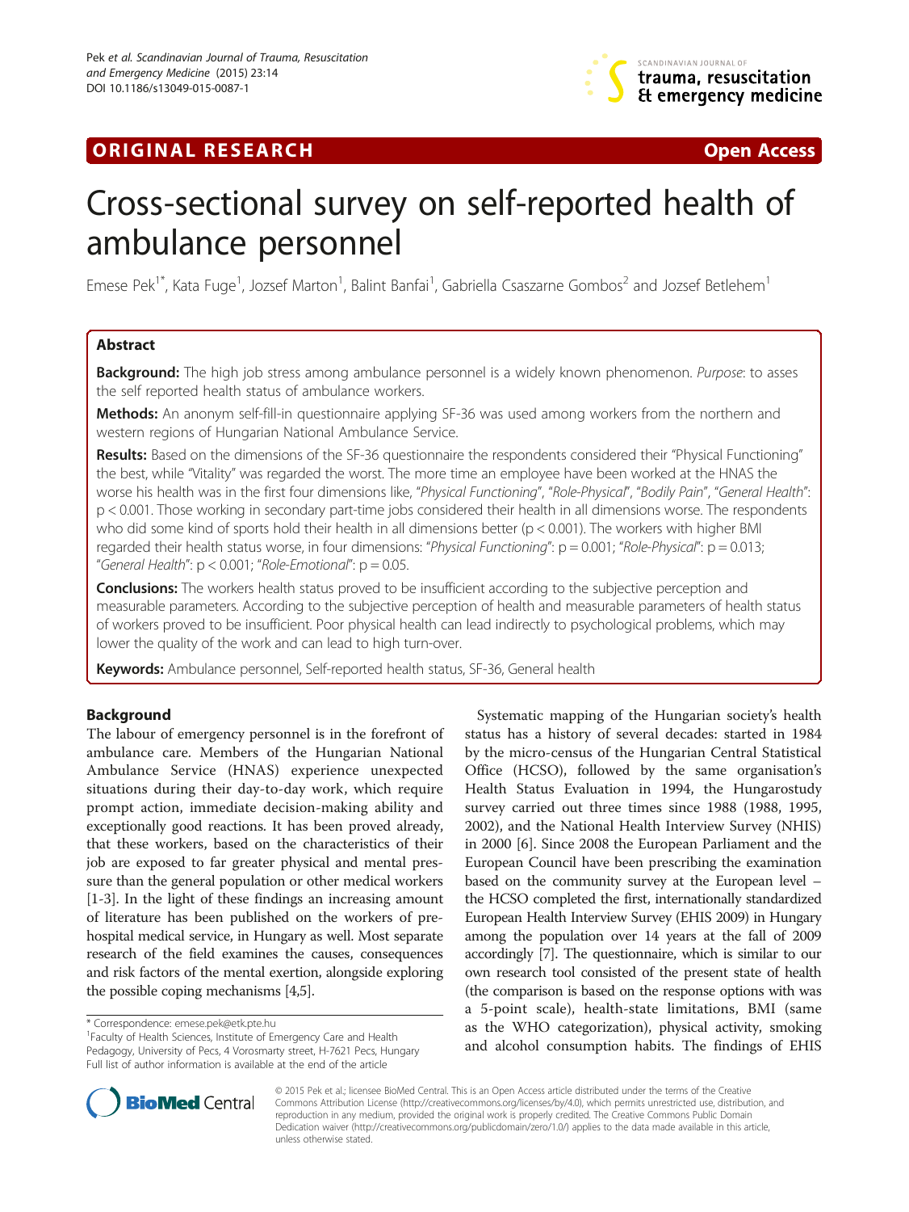ORIGINAL RESEARCH Open Access

# Cross-sectional survey on self-reported health of ambulance personnel

Emese Pek[1*], Kata Fuge[1], Jozsef Marton[1], Balint Banfai[1], Gabriella Csaszarne Gombos[2] and Jozsef Betlehem[1]

## Abstract

**Background:** The high job stress among ambulance personnel is a widely known phenomenon. *Purpose*: to asses the self reported health status of ambulance workers.

**Methods:** An anonym self-fill-in questionnaire applying SF-36 was used among workers from the northern and western regions of Hungarian National Ambulance Service.

**Results:** Based on the dimensions of the SF-36 questionnaire the respondents considered their "Physical Functioning" the best, while "Vitality" was regarded the worst. The more time an employee have been worked at the HNAS the worse his health was in the first four dimensions like, "*Physical Functioning*", "*Role-Physical*", "*Bodily Pain*", "*General Health*": $p < 0.001$. Those working in secondary part-time jobs considered their health in all dimensions worse. The respondents who did some kind of sports hold their health in all dimensions better ($p < 0.001$). The workers with higher BMI regarded their health status worse, in four dimensions: "*Physical Functioning*": $p = 0.001$; "*Role-Physical*": $p = 0.013$; "*General Health*": $p < 0.001$; "*Role-Emotional*": $p = 0.05$.

**Conclusions:** The workers health status proved to be insufficient according to the subjective perception and measurable parameters. According to the subjective perception of health and measurable parameters of health status of workers proved to be insufficient. Poor physical health can lead indirectly to psychological problems, which may lower the quality of the work and can lead to high turn-over.

**Keywords:** Ambulance personnel, Self-reported health status, SF-36, General health

## Background

The labour of emergency personnel is in the forefront of ambulance care. Members of the Hungarian National Ambulance Service (HNAS) experience unexpected situations during their day-to-day work, which require prompt action, immediate decision-making ability and exceptionally good reactions. It has been proved already, that these workers, based on the characteristics of their job are exposed to far greater physical and mental pressure than the general population or other medical workers [1-3]. In the light of these findings an increasing amount of literature has been published on the workers of pre-hospital medical service, in Hungary as well. Most separate research of the field examines the causes, consequences and risk factors of the mental exertion, alongside exploring the possible coping mechanisms [4,5].

Systematic mapping of the Hungarian society's health status has a history of several decades: started in 1984 by the micro-census of the Hungarian Central Statistical Office (HCSO), followed by the same organisation's Health Status Evaluation in 1994, the Hungarostudy survey carried out three times since 1988 (1988, 1995, 2002), and the National Health Interview Survey (NHIS) in 2000 [6]. Since 2008 the European Parliament and the European Council have been prescribing the examination based on the community survey at the European level – the HCSO completed the first, internationally standardized European Health Interview Survey (EHIS 2009) in Hungary among the population over 14 years at the fall of 2009 accordingly [7]. The questionnaire, which is similar to our own research tool consisted of the present state of health (the comparison is based on the response options with was a 5-point scale), health-state limitations, BMI (same as the WHO categorization), physical activity, smoking and alcohol consumption habits. The findings of EHIS

\* Correspondence: emese.pek@etk.pte.hu
[1]Faculty of Health Sciences, Institute of Emergency Care and Health Pedagogy, University of Pecs, 4 Vorosmarty street, H-7621 Pecs, Hungary
Full list of author information is available at the end of the article

© 2015 Pek et al.; licensee BioMed Central. This is an Open Access article distributed under the terms of the Creative Commons Attribution License (http://creativecommons.org/licenses/by/4.0), which permits unrestricted use, distribution, and reproduction in any medium, provided the original work is properly credited. The Creative Commons Public Domain Dedication waiver (http://creativecommons.org/publicdomain/zero/1.0/) applies to the data made available in this article, unless otherwise stated.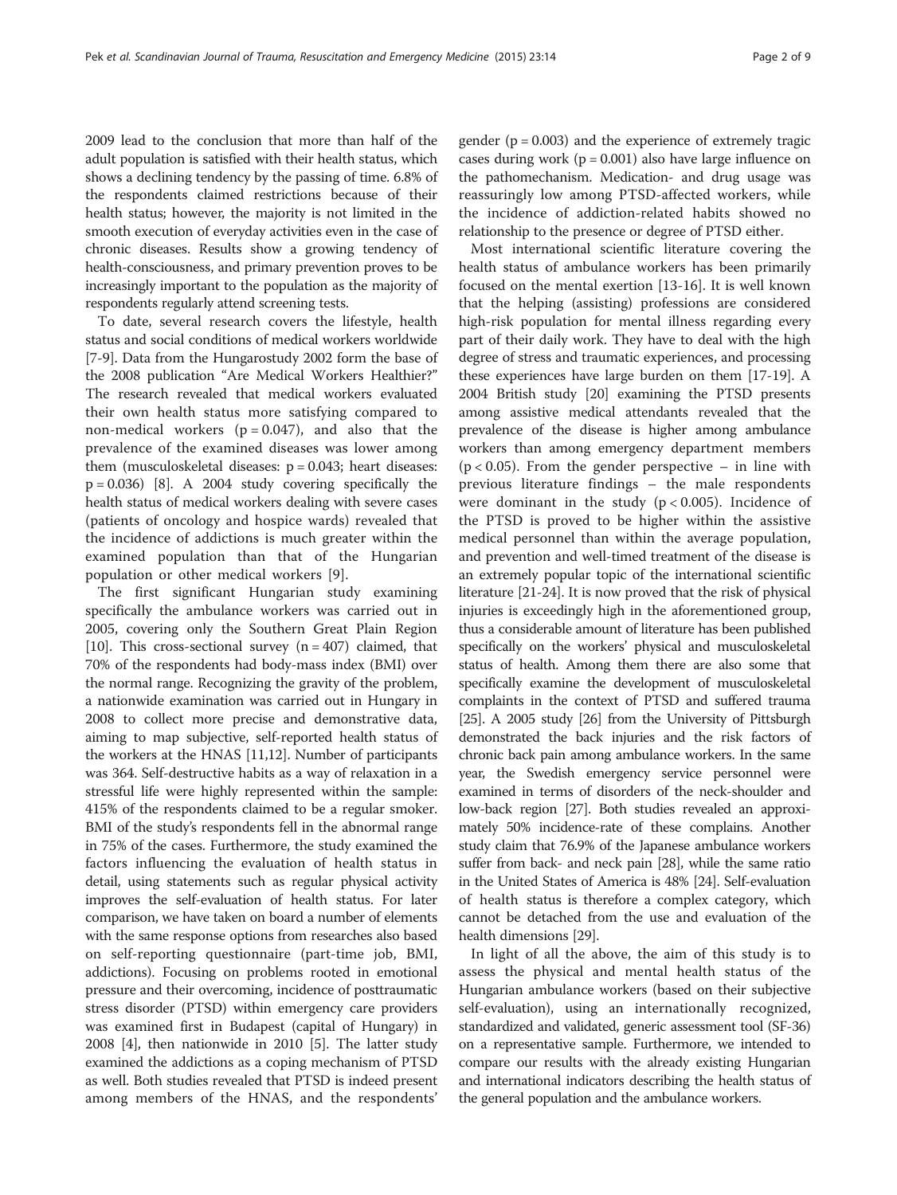2009 lead to the conclusion that more than half of the adult population is satisfied with their health status, which shows a declining tendency by the passing of time. 6.8% of the respondents claimed restrictions because of their health status; however, the majority is not limited in the smooth execution of everyday activities even in the case of chronic diseases. Results show a growing tendency of health-consciousness, and primary prevention proves to be increasingly important to the population as the majority of respondents regularly attend screening tests.

To date, several research covers the lifestyle, health status and social conditions of medical workers worldwide [7-9]. Data from the Hungarostudy 2002 form the base of the 2008 publication "Are Medical Workers Healthier?" The research revealed that medical workers evaluated their own health status more satisfying compared to non-medical workers ($p = 0.047$), and also that the prevalence of the examined diseases was lower among them (musculoskeletal diseases: $p = 0.043$; heart diseases: $p = 0.036$) [8]. A 2004 study covering specifically the health status of medical workers dealing with severe cases (patients of oncology and hospice wards) revealed that the incidence of addictions is much greater within the examined population than that of the Hungarian population or other medical workers [9].

The first significant Hungarian study examining specifically the ambulance workers was carried out in 2005, covering only the Southern Great Plain Region [10]. This cross-sectional survey ($n = 407$) claimed, that 70% of the respondents had body-mass index (BMI) over the normal range. Recognizing the gravity of the problem, a nationwide examination was carried out in Hungary in 2008 to collect more precise and demonstrative data, aiming to map subjective, self-reported health status of the workers at the HNAS [11,12]. Number of participants was 364. Self-destructive habits as a way of relaxation in a stressful life were highly represented within the sample: 415% of the respondents claimed to be a regular smoker. BMI of the study's respondents fell in the abnormal range in 75% of the cases. Furthermore, the study examined the factors influencing the evaluation of health status in detail, using statements such as regular physical activity improves the self-evaluation of health status. For later comparison, we have taken on board a number of elements with the same response options from researches also based on self-reporting questionnaire (part-time job, BMI, addictions). Focusing on problems rooted in emotional pressure and their overcoming, incidence of posttraumatic stress disorder (PTSD) within emergency care providers was examined first in Budapest (capital of Hungary) in 2008 [4], then nationwide in 2010 [5]. The latter study examined the addictions as a coping mechanism of PTSD as well. Both studies revealed that PTSD is indeed present among members of the HNAS, and the respondents' gender ($p = 0.003$) and the experience of extremely tragic cases during work ($p = 0.001$) also have large influence on the pathomechanism. Medication- and drug usage was reassuringly low among PTSD-affected workers, while the incidence of addiction-related habits showed no relationship to the presence or degree of PTSD either.

Most international scientific literature covering the health status of ambulance workers has been primarily focused on the mental exertion [13-16]. It is well known that the helping (assisting) professions are considered high-risk population for mental illness regarding every part of their daily work. They have to deal with the high degree of stress and traumatic experiences, and processing these experiences have large burden on them [17-19]. A 2004 British study [20] examining the PTSD presents among assistive medical attendants revealed that the prevalence of the disease is higher among ambulance workers than among emergency department members ($p < 0.05$). From the gender perspective – in line with previous literature findings – the male respondents were dominant in the study ($p < 0.005$). Incidence of the PTSD is proved to be higher within the assistive medical personnel than within the average population, and prevention and well-timed treatment of the disease is an extremely popular topic of the international scientific literature [21-24]. It is now proved that the risk of physical injuries is exceedingly high in the aforementioned group, thus a considerable amount of literature has been published specifically on the workers' physical and musculoskeletal status of health. Among them there are also some that specifically examine the development of musculoskeletal complaints in the context of PTSD and suffered trauma [25]. A 2005 study [26] from the University of Pittsburgh demonstrated the back injuries and the risk factors of chronic back pain among ambulance workers. In the same year, the Swedish emergency service personnel were examined in terms of disorders of the neck-shoulder and low-back region [27]. Both studies revealed an approximately 50% incidence-rate of these complains. Another study claim that 76.9% of the Japanese ambulance workers suffer from back- and neck pain [28], while the same ratio in the United States of America is 48% [24]. Self-evaluation of health status is therefore a complex category, which cannot be detached from the use and evaluation of the health dimensions [29].

In light of all the above, the aim of this study is to assess the physical and mental health status of the Hungarian ambulance workers (based on their subjective self-evaluation), using an internationally recognized, standardized and validated, generic assessment tool (SF-36) on a representative sample. Furthermore, we intended to compare our results with the already existing Hungarian and international indicators describing the health status of the general population and the ambulance workers.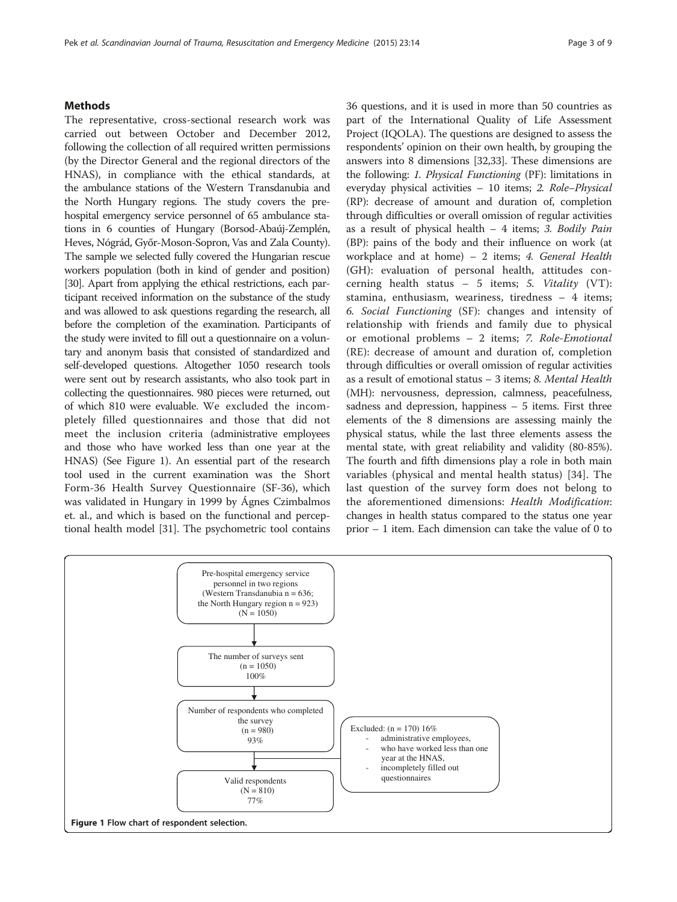## Methods

The representative, cross-sectional research work was carried out between October and December 2012, following the collection of all required written permissions (by the Director General and the regional directors of the HNAS), in compliance with the ethical standards, at the ambulance stations of the Western Transdanubia and the North Hungary regions. The study covers the pre-hospital emergency service personnel of 65 ambulance stations in 6 counties of Hungary (Borsod-Abaúj-Zemplén, Heves, Nógrád, Győr-Moson-Sopron, Vas and Zala County). The sample we selected fully covered the Hungarian rescue workers population (both in kind of gender and position) [30]. Apart from applying the ethical restrictions, each participant received information on the substance of the study and was allowed to ask questions regarding the research, all before the completion of the examination. Participants of the study were invited to fill out a questionnaire on a voluntary and anonym basis that consisted of standardized and self-developed questions. Altogether 1050 research tools were sent out by research assistants, who also took part in collecting the questionnaires. 980 pieces were returned, out of which 810 were evaluable. We excluded the incompletely filled questionnaires and those that did not meet the inclusion criteria (administrative employees and those who have worked less than one year at the HNAS) (See Figure 1). An essential part of the research tool used in the current examination was the Short Form-36 Health Survey Questionnaire (SF-36), which was validated in Hungary in 1999 by Ágnes Czimbalmos et. al., and which is based on the functional and perceptional health model [31]. The psychometric tool contains 36 questions, and it is used in more than 50 countries as part of the International Quality of Life Assessment Project (IQOLA). The questions are designed to assess the respondents' opinion on their own health, by grouping the answers into 8 dimensions [32,33]. These dimensions are the following: *1. Physical Functioning* (PF): limitations in everyday physical activities – 10 items; *2. Role–Physical* (RP): decrease of amount and duration of, completion through difficulties or overall omission of regular activities as a result of physical health – 4 items; *3. Bodily Pain* (BP): pains of the body and their influence on work (at workplace and at home) – 2 items; *4. General Health* (GH): evaluation of personal health, attitudes concerning health status – 5 items; *5. Vitality* (VT): stamina, enthusiasm, weariness, tiredness – 4 items; *6. Social Functioning* (SF): changes and intensity of relationship with friends and family due to physical or emotional problems – 2 items; *7. Role-Emotional* (RE): decrease of amount and duration of, completion through difficulties or overall omission of regular activities as a result of emotional status – 3 items; *8. Mental Health* (MH): nervousness, depression, calmness, peacefulness, sadness and depression, happiness – 5 items. First three elements of the 8 dimensions are assessing mainly the physical status, while the last three elements assess the mental state, with great reliability and validity (80-85%). The fourth and fifth dimensions play a role in both main variables (physical and mental health status) [34]. The last question of the survey form does not belong to the aforementioned dimensions: *Health Modification*: changes in health status compared to the status one year prior – 1 item. Each dimension can take the value of 0 to

Pre-hospital emergency service personnel in two regions (Western Transdanubia n = 636; the North Hungary region n = 923) (N = 1050)

↓

The number of surveys sent (n = 1050) 100%

↓

Number of respondents who completed the survey (n = 980) 93%

→ Excluded: (n = 170) 16%
- administrative employees,
- who have worked less than one year at the HNAS,
- incompletely filled out questionnaires

↓

Valid respondents (N = 810) 77%

**Figure 1** Flow chart of respondent selection.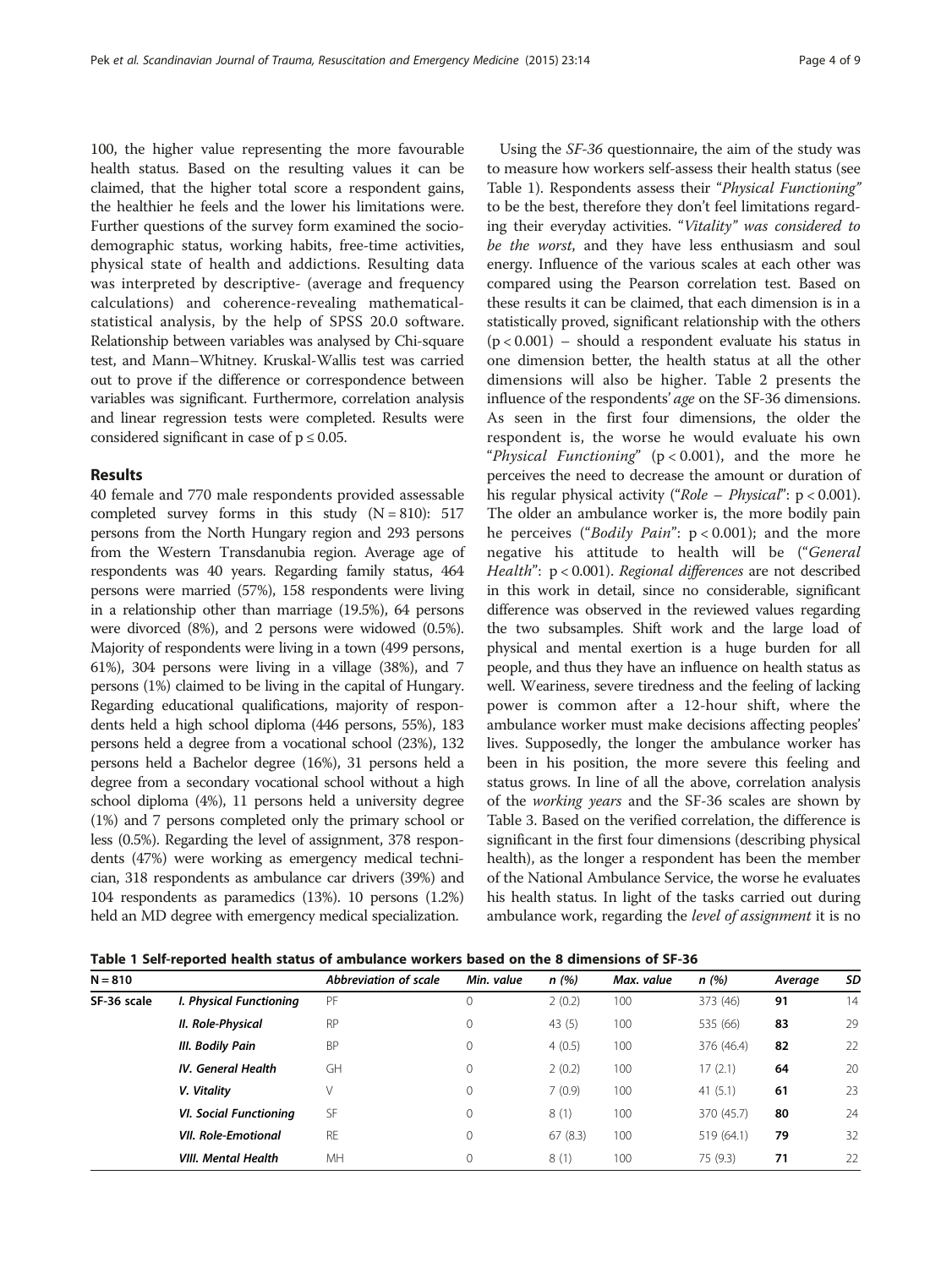100, the higher value representing the more favourable health status. Based on the resulting values it can be claimed, that the higher total score a respondent gains, the healthier he feels and the lower his limitations were. Further questions of the survey form examined the socio-demographic status, working habits, free-time activities, physical state of health and addictions. Resulting data was interpreted by descriptive- (average and frequency calculations) and coherence-revealing mathematical-statistical analysis, by the help of SPSS 20.0 software. Relationship between variables was analysed by Chi-square test, and Mann–Whitney. Kruskal-Wallis test was carried out to prove if the difference or correspondence between variables was significant. Furthermore, correlation analysis and linear regression tests were completed. Results were considered significant in case of $p \leq 0.05$.

## Results

40 female and 770 male respondents provided assessable completed survey forms in this study ($N = 810$): 517 persons from the North Hungary region and 293 persons from the Western Transdanubia region. Average age of respondents was 40 years. Regarding family status, 464 persons were married (57%), 158 respondents were living in a relationship other than marriage (19.5%), 64 persons were divorced (8%), and 2 persons were widowed (0.5%). Majority of respondents were living in a town (499 persons, 61%), 304 persons were living in a village (38%), and 7 persons (1%) claimed to be living in the capital of Hungary. Regarding educational qualifications, majority of respondents held a high school diploma (446 persons, 55%), 183 persons held a degree from a vocational school (23%), 132 persons held a Bachelor degree (16%), 31 persons held a degree from a secondary vocational school without a high school diploma (4%), 11 persons held a university degree (1%) and 7 persons completed only the primary school or less (0.5%). Regarding the level of assignment, 378 respondents (47%) were working as emergency medical technician, 318 respondents as ambulance car drivers (39%) and 104 respondents as paramedics (13%). 10 persons (1.2%) held an MD degree with emergency medical specialization.

Using the *SF-36* questionnaire, the aim of the study was to measure how workers self-assess their health status (see Table 1). Respondents assess their "*Physical Functioning*" to be the best, therefore they don't feel limitations regarding their everyday activities. "*Vitality*" *was considered to be the worst*, and they have less enthusiasm and soul energy. Influence of the various scales at each other was compared using the Pearson correlation test. Based on these results it can be claimed, that each dimension is in a statistically proved, significant relationship with the others ($p < 0.001$) – should a respondent evaluate his status in one dimension better, the health status at all the other dimensions will also be higher. Table 2 presents the influence of the respondents' *age* on the SF-36 dimensions. As seen in the first four dimensions, the older the respondent is, the worse he would evaluate his own "*Physical Functioning*" ($p < 0.001$), and the more he perceives the need to decrease the amount or duration of his regular physical activity ("*Role – Physical*": $p < 0.001$). The older an ambulance worker is, the more bodily pain he perceives ("*Bodily Pain*": $p < 0.001$); and the more negative his attitude to health will be ("*General Health*": $p < 0.001$). *Regional differences* are not described in this work in detail, since no considerable, significant difference was observed in the reviewed values regarding the two subsamples. Shift work and the large load of physical and mental exertion is a huge burden for all people, and thus they have an influence on health status as well. Weariness, severe tiredness and the feeling of lacking power is common after a 12-hour shift, where the ambulance worker must make decisions affecting peoples' lives. Supposedly, the longer the ambulance worker has been in his position, the more severe this feeling and status grows. In line of all the above, correlation analysis of the *working years* and the SF-36 scales are shown by Table 3. Based on the verified correlation, the difference is significant in the first four dimensions (describing physical health), as the longer a respondent has been the member of the National Ambulance Service, the worse he evaluates his health status. In light of the tasks carried out during ambulance work, regarding the *level of assignment* it is no

**Table 1 Self-reported health status of ambulance workers based on the 8 dimensions of SF-36**

| N = 810 | | *Abbreviation of scale* | *Min. value* | *n (%)* | *Max. value* | *n (%)* | *Average* | *SD* |
|---|---|---|---|---|---|---|---|---|
| **SF-36 scale** | ***I. Physical Functioning*** | PF | 0 | 2 (0.2) | 100 | 373 (46) | **91** | 14 |
| | ***II. Role-Physical*** | RP | 0 | 43 (5) | 100 | 535 (66) | **83** | 29 |
| | ***III. Bodily Pain*** | BP | 0 | 4 (0.5) | 100 | 376 (46.4) | **82** | 22 |
| | ***IV. General Health*** | GH | 0 | 2 (0.2) | 100 | 17 (2.1) | **64** | 20 |
| | ***V. Vitality*** | V | 0 | 7 (0.9) | 100 | 41 (5.1) | **61** | 23 |
| | ***VI. Social Functioning*** | SF | 0 | 8 (1) | 100 | 370 (45.7) | **80** | 24 |
| | ***VII. Role-Emotional*** | RE | 0 | 67 (8.3) | 100 | 519 (64.1) | **79** | 32 |
| | ***VIII. Mental Health*** | MH | 0 | 8 (1) | 100 | 75 (9.3) | **71** | 22 |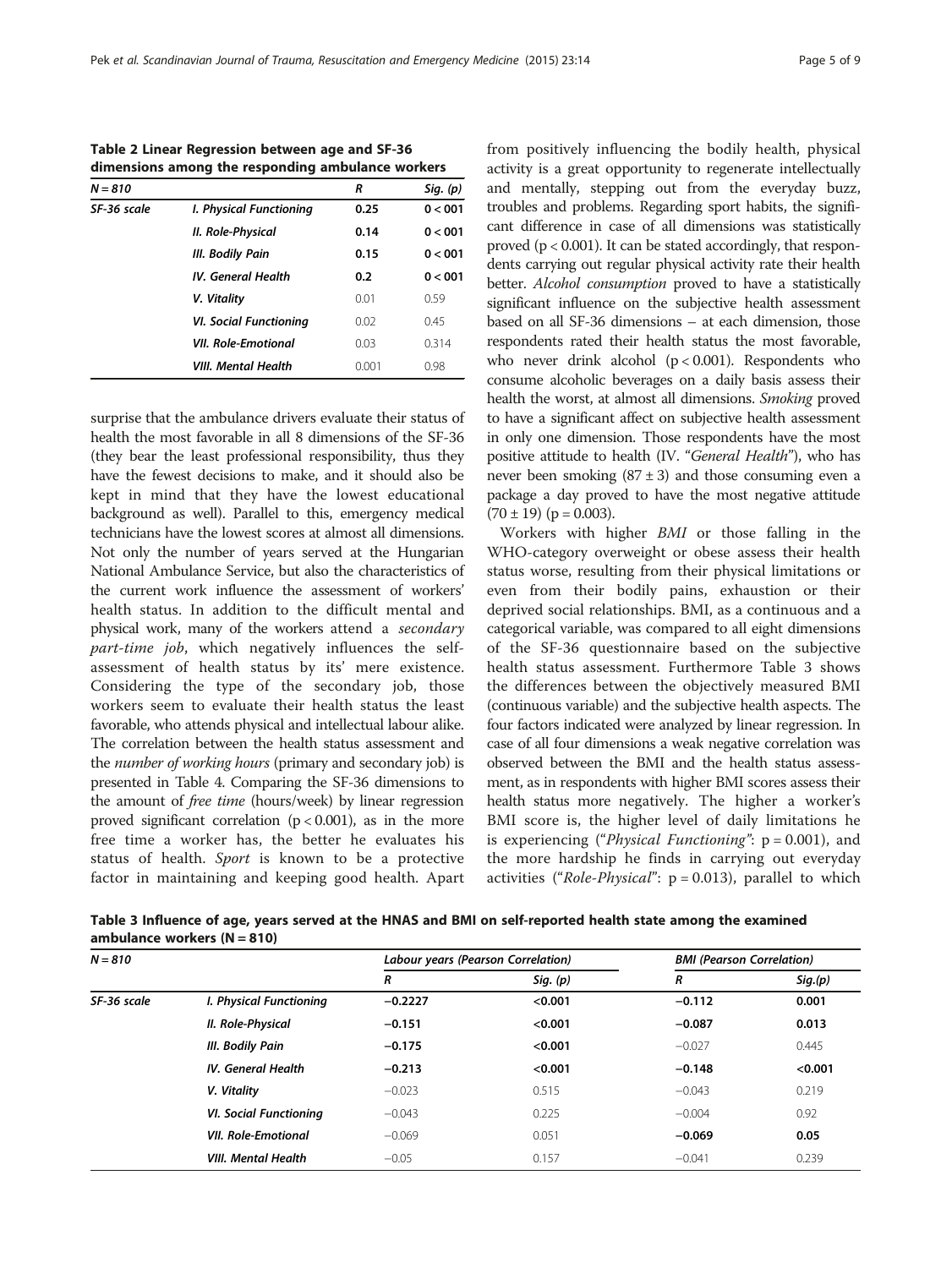**Table 2 Linear Regression between age and SF-36 dimensions among the responding ambulance workers**

| N = 810 | | R | Sig. (p) |
|---|---|---|---|
| SF-36 scale | I. Physical Functioning | **0.25** | **0 < 001** |
| | II. Role-Physical | **0.14** | **0 < 001** |
| | III. Bodily Pain | **0.15** | **0 < 001** |
| | IV. General Health | **0.2** | **0 < 001** |
| | V. Vitality | 0.01 | 0.59 |
| | VI. Social Functioning | 0.02 | 0.45 |
| | VII. Role-Emotional | 0.03 | 0.314 |
| | VIII. Mental Health | 0.001 | 0.98 |

surprise that the ambulance drivers evaluate their status of health the most favorable in all 8 dimensions of the SF-36 (they bear the least professional responsibility, thus they have the fewest decisions to make, and it should also be kept in mind that they have the lowest educational background as well). Parallel to this, emergency medical technicians have the lowest scores at almost all dimensions. Not only the number of years served at the Hungarian National Ambulance Service, but also the characteristics of the current work influence the assessment of workers' health status. In addition to the difficult mental and physical work, many of the workers attend a *secondary part-time job*, which negatively influences the self-assessment of health status by its' mere existence. Considering the type of the secondary job, those workers seem to evaluate their health status the least favorable, who attends physical and intellectual labour alike. The correlation between the health status assessment and the *number of working hours* (primary and secondary job) is presented in Table 4. Comparing the SF-36 dimensions to the amount of *free time* (hours/week) by linear regression proved significant correlation ($p < 0.001$), as in the more free time a worker has, the better he evaluates his status of health. *Sport* is known to be a protective factor in maintaining and keeping good health. Apart from positively influencing the bodily health, physical activity is a great opportunity to regenerate intellectually and mentally, stepping out from the everyday buzz, troubles and problems. Regarding sport habits, the significant difference in case of all dimensions was statistically proved ($p < 0.001$). It can be stated accordingly, that respondents carrying out regular physical activity rate their health better. *Alcohol consumption* proved to have a statistically significant influence on the subjective health assessment based on all SF-36 dimensions – at each dimension, those respondents rated their health status the most favorable, who never drink alcohol ($p < 0.001$). Respondents who consume alcoholic beverages on a daily basis assess their health the worst, at almost all dimensions. *Smoking* proved to have a significant affect on subjective health assessment in only one dimension. Those respondents have the most positive attitude to health (IV. "*General Health*"), who has never been smoking ($87 \pm 3$) and those consuming even a package a day proved to have the most negative attitude ($70 \pm 19$) ($p = 0.003$).

Workers with higher *BMI* or those falling in the WHO-category overweight or obese assess their health status worse, resulting from their physical limitations or even from their bodily pains, exhaustion or their deprived social relationships. BMI, as a continuous and a categorical variable, was compared to all eight dimensions of the SF-36 questionnaire based on the subjective health status assessment. Furthermore Table 3 shows the differences between the objectively measured BMI (continuous variable) and the subjective health aspects. The four factors indicated were analyzed by linear regression. In case of all four dimensions a weak negative correlation was observed between the BMI and the health status assessment, as in respondents with higher BMI scores assess their health status more negatively. The higher a worker's BMI score is, the higher level of daily limitations he is experiencing ("*Physical Functioning*": $p = 0.001$), and the more hardship he finds in carrying out everyday activities ("*Role-Physical*": $p = 0.013$), parallel to which

**Table 3 Influence of age, years served at the HNAS and BMI on self-reported health state among the examined ambulance workers (N = 810)**

| N = 810 | | Labour years (Pearson Correlation) | | BMI (Pearson Correlation) | |
|---|---|---|---|---|---|
| | | R | Sig. (p) | R | Sig.(p) |
| SF-36 scale | I. Physical Functioning | **−0.2227** | **<0.001** | **−0.112** | **0.001** |
| | II. Role-Physical | **−0.151** | **<0.001** | **−0.087** | **0.013** |
| | III. Bodily Pain | **−0.175** | **<0.001** | −0.027 | 0.445 |
| | IV. General Health | **−0.213** | **<0.001** | **−0.148** | **<0.001** |
| | V. Vitality | −0.023 | 0.515 | −0.043 | 0.219 |
| | VI. Social Functioning | −0.043 | 0.225 | −0.004 | 0.92 |
| | VII. Role-Emotional | −0.069 | 0.051 | **−0.069** | **0.05** |
| | VIII. Mental Health | −0.05 | 0.157 | −0.041 | 0.239 |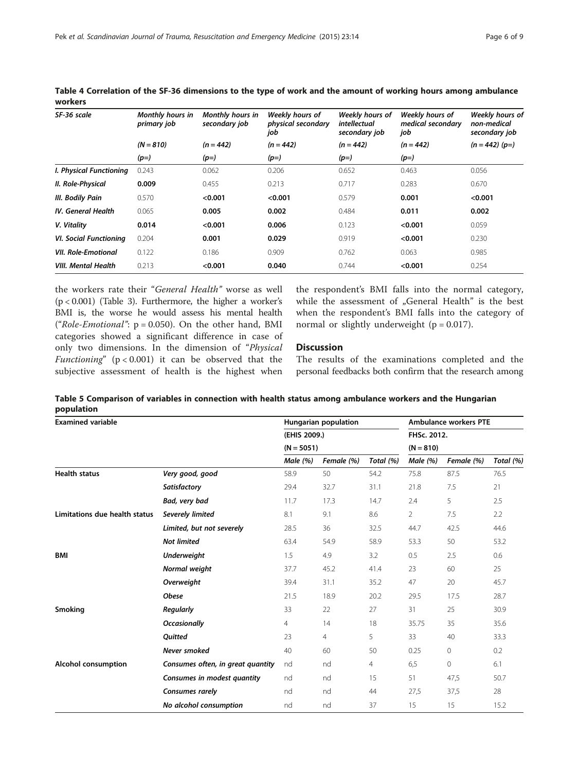**Table 4 Correlation of the SF-36 dimensions to the type of work and the amount of working hours among ambulance workers**

| *SF-36 scale* | *Monthly hours in primary job* | *Monthly hours in secondary job* | *Weekly hours of physical secondary job* | *Weekly hours of intellectual secondary job* | *Weekly hours of medical secondary job* | *Weekly hours of non-medical secondary job* |
|---|---|---|---|---|---|---|
| | *(N = 810)* | *(n = 442)* | *(n = 442)* | *(n = 442)* | *(n = 442)* | *(n = 442) (p=)* |
| | *(p=)* | *(p=)* | *(p=)* | *(p=)* | *(p=)* | |
| ***I. Physical Functioning*** | 0.243 | 0.062 | 0.206 | 0.652 | 0.463 | 0.056 |
| ***II. Role-Physical*** | **0.009** | 0.455 | 0.213 | 0.717 | 0.283 | 0.670 |
| ***III. Bodily Pain*** | 0.570 | **<0.001** | **<0.001** | 0.579 | **0.001** | **<0.001** |
| ***IV. General Health*** | 0.065 | **0.005** | **0.002** | 0.484 | **0.011** | **0.002** |
| ***V. Vitality*** | **0.014** | **<0.001** | **0.006** | 0.123 | **<0.001** | 0.059 |
| ***VI. Social Functioning*** | 0.204 | **0.001** | **0.029** | 0.919 | **<0.001** | 0.230 |
| ***VII. Role-Emotional*** | 0.122 | 0.186 | 0.909 | 0.762 | 0.063 | 0.985 |
| ***VIII. Mental Health*** | 0.213 | **<0.001** | **0.040** | 0.744 | **<0.001** | 0.254 |

the workers rate their "*General Health*" worse as well ($p < 0.001$) (Table 3). Furthermore, the higher a worker's BMI is, the worse he would assess his mental health ("*Role-Emotional*": $p = 0.050$). On the other hand, BMI categories showed a significant difference in case of only two dimensions. In the dimension of "*Physical Functioning*" ($p < 0.001$) it can be observed that the subjective assessment of health is the highest when the respondent's BMI falls into the normal category, while the assessment of „General Health" is the best when the respondent's BMI falls into the category of normal or slightly underweight ($p = 0.017$).

## Discussion

The results of the examinations completed and the personal feedbacks both confirm that the research among

**Table 5 Comparison of variables in connection with health status among ambulance workers and the Hungarian population**

| **Examined variable** | | **Hungarian population** | | | **Ambulance workers PTE** | | |
|---|---|---|---|---|---|---|---|
| | | (EHIS 2009.) | | | FHSc. 2012. | | |
| | | (N = 5051) | | | (N = 810) | | |
| | | *Male (%)* | *Female (%)* | *Total (%)* | *Male (%)* | *Female (%)* | *Total (%)* |
| **Health status** | ***Very good, good*** | 58.9 | 50 | 54.2 | 75.8 | 87.5 | 76.5 |
| | ***Satisfactory*** | 29.4 | 32.7 | 31.1 | 21.8 | 7.5 | 21 |
| | ***Bad, very bad*** | 11.7 | 17.3 | 14.7 | 2.4 | 5 | 2.5 |
| **Limitations due health status** | ***Severely limited*** | 8.1 | 9.1 | 8.6 | 2 | 7.5 | 2.2 |
| | ***Limited, but not severely*** | 28.5 | 36 | 32.5 | 44.7 | 42.5 | 44.6 |
| | ***Not limited*** | 63.4 | 54.9 | 58.9 | 53.3 | 50 | 53.2 |
| **BMI** | ***Underweight*** | 1.5 | 4.9 | 3.2 | 0.5 | 2.5 | 0.6 |
| | ***Normal weight*** | 37.7 | 45.2 | 41.4 | 23 | 60 | 25 |
| | ***Overweight*** | 39.4 | 31.1 | 35.2 | 47 | 20 | 45.7 |
| | ***Obese*** | 21.5 | 18.9 | 20.2 | 29.5 | 17.5 | 28.7 |
| **Smoking** | ***Regularly*** | 33 | 22 | 27 | 31 | 25 | 30.9 |
| | ***Occasionally*** | 4 | 14 | 18 | 35.75 | 35 | 35.6 |
| | ***Quitted*** | 23 | 4 | 5 | 33 | 40 | 33.3 |
| | ***Never smoked*** | 40 | 60 | 50 | 0.25 | 0 | 0.2 |
| **Alcohol consumption** | ***Consumes often, in great quantity*** | nd | nd | 4 | 6,5 | 0 | 6.1 |
| | ***Consumes in modest quantity*** | nd | nd | 15 | 51 | 47,5 | 50.7 |
| | ***Consumes rarely*** | nd | nd | 44 | 27,5 | 37,5 | 28 |
| | ***No alcohol consumption*** | nd | nd | 37 | 15 | 15 | 15.2 |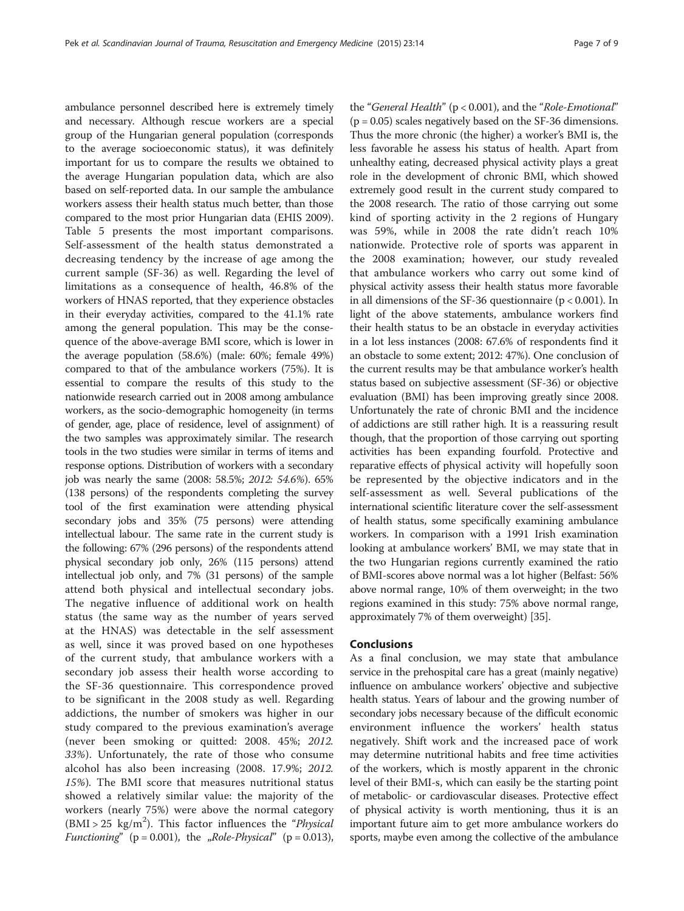ambulance personnel described here is extremely timely and necessary. Although rescue workers are a special group of the Hungarian general population (corresponds to the average socioeconomic status), it was definitely important for us to compare the results we obtained to the average Hungarian population data, which are also based on self-reported data. In our sample the ambulance workers assess their health status much better, than those compared to the most prior Hungarian data (EHIS 2009). Table 5 presents the most important comparisons. Self-assessment of the health status demonstrated a decreasing tendency by the increase of age among the current sample (SF-36) as well. Regarding the level of limitations as a consequence of health, 46.8% of the workers of HNAS reported, that they experience obstacles in their everyday activities, compared to the 41.1% rate among the general population. This may be the consequence of the above-average BMI score, which is lower in the average population (58.6%) (male: 60%; female 49%) compared to that of the ambulance workers (75%). It is essential to compare the results of this study to the nationwide research carried out in 2008 among ambulance workers, as the socio-demographic homogeneity (in terms of gender, age, place of residence, level of assignment) of the two samples was approximately similar. The research tools in the two studies were similar in terms of items and response options. Distribution of workers with a secondary job was nearly the same (2008: 58.5%; *2012: 54.6%*). 65% (138 persons) of the respondents completing the survey tool of the first examination were attending physical secondary jobs and 35% (75 persons) were attending intellectual labour. The same rate in the current study is the following: 67% (296 persons) of the respondents attend physical secondary job only, 26% (115 persons) attend intellectual job only, and 7% (31 persons) of the sample attend both physical and intellectual secondary jobs. The negative influence of additional work on health status (the same way as the number of years served at the HNAS) was detectable in the self assessment as well, since it was proved based on one hypotheses of the current study, that ambulance workers with a secondary job assess their health worse according to the SF-36 questionnaire. This correspondence proved to be significant in the 2008 study as well. Regarding addictions, the number of smokers was higher in our study compared to the previous examination's average (never been smoking or quitted: 2008. 45%; *2012. 33%*). Unfortunately, the rate of those who consume alcohol has also been increasing (2008. 17.9%; *2012. 15%*). The BMI score that measures nutritional status showed a relatively similar value: the majority of the workers (nearly 75%) were above the normal category ($BMI > 25\ kg/m^2$). This factor influences the "*Physical Functioning*" ($p = 0.001$), the „*Role-Physical*" ($p = 0.013$), the "*General Health*" ($p < 0.001$), and the "*Role-Emotional*" ($p = 0.05$) scales negatively based on the SF-36 dimensions. Thus the more chronic (the higher) a worker's BMI is, the less favorable he assess his status of health. Apart from unhealthy eating, decreased physical activity plays a great role in the development of chronic BMI, which showed extremely good result in the current study compared to the 2008 research. The ratio of those carrying out some kind of sporting activity in the 2 regions of Hungary was 59%, while in 2008 the rate didn't reach 10% nationwide. Protective role of sports was apparent in the 2008 examination; however, our study revealed that ambulance workers who carry out some kind of physical activity assess their health status more favorable in all dimensions of the SF-36 questionnaire ($p < 0.001$). In light of the above statements, ambulance workers find their health status to be an obstacle in everyday activities in a lot less instances (2008: 67.6% of respondents find it an obstacle to some extent; 2012: 47%). One conclusion of the current results may be that ambulance worker's health status based on subjective assessment (SF-36) or objective evaluation (BMI) has been improving greatly since 2008. Unfortunately the rate of chronic BMI and the incidence of addictions are still rather high. It is a reassuring result though, that the proportion of those carrying out sporting activities has been expanding fourfold. Protective and reparative effects of physical activity will hopefully soon be represented by the objective indicators and in the self-assessment as well. Several publications of the international scientific literature cover the self-assessment of health status, some specifically examining ambulance workers. In comparison with a 1991 Irish examination looking at ambulance workers' BMI, we may state that in the two Hungarian regions currently examined the ratio of BMI-scores above normal was a lot higher (Belfast: 56% above normal range, 10% of them overweight; in the two regions examined in this study: 75% above normal range, approximately 7% of them overweight) [35].

## Conclusions

As a final conclusion, we may state that ambulance service in the prehospital care has a great (mainly negative) influence on ambulance workers' objective and subjective health status. Years of labour and the growing number of secondary jobs necessary because of the difficult economic environment influence the workers' health status negatively. Shift work and the increased pace of work may determine nutritional habits and free time activities of the workers, which is mostly apparent in the chronic level of their BMI-s, which can easily be the starting point of metabolic- or cardiovascular diseases. Protective effect of physical activity is worth mentioning, thus it is an important future aim to get more ambulance workers do sports, maybe even among the collective of the ambulance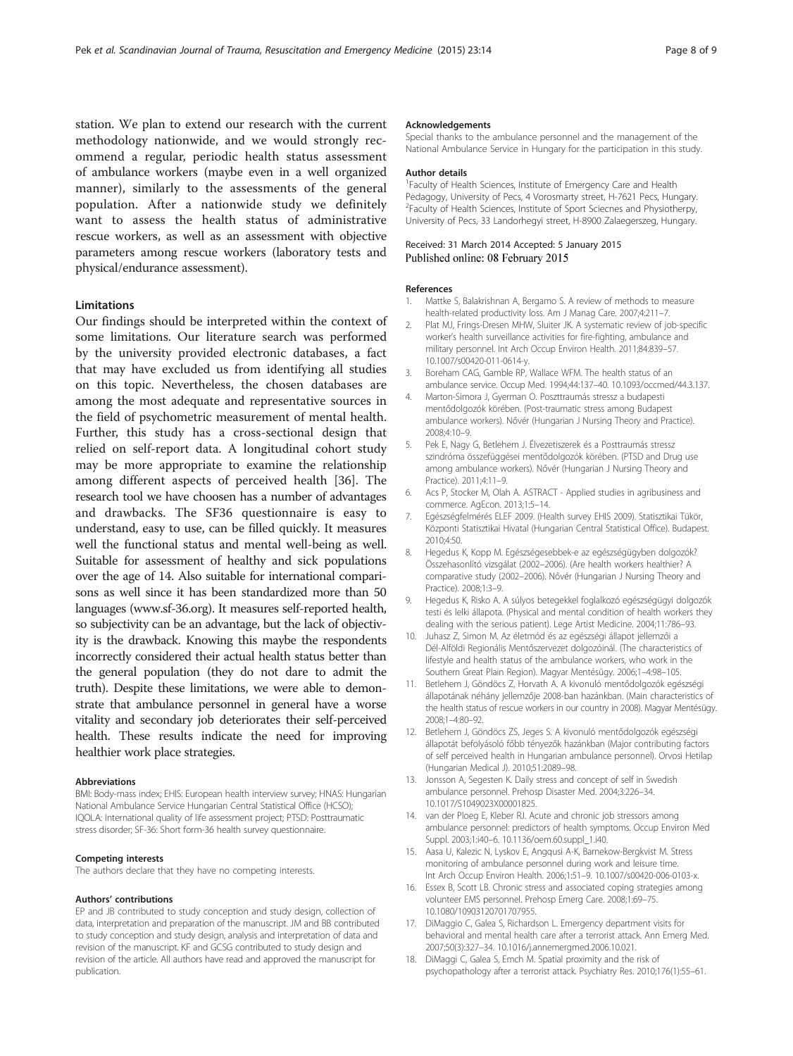station. We plan to extend our research with the current methodology nationwide, and we would strongly recommend a regular, periodic health status assessment of ambulance workers (maybe even in a well organized manner), similarly to the assessments of the general population. After a nationwide study we definitely want to assess the health status of administrative rescue workers, as well as an assessment with objective parameters among rescue workers (laboratory tests and physical/endurance assessment).

## Limitations

Our findings should be interpreted within the context of some limitations. Our literature search was performed by the university provided electronic databases, a fact that may have excluded us from identifying all studies on this topic. Nevertheless, the chosen databases are among the most adequate and representative sources in the field of psychometric measurement of mental health. Further, this study has a cross-sectional design that relied on self-report data. A longitudinal cohort study may be more appropriate to examine the relationship among different aspects of perceived health [36]. The research tool we have choosen has a number of advantages and drawbacks. The SF36 questionnaire is easy to understand, easy to use, can be filled quickly. It measures well the functional status and mental well-being as well. Suitable for assessment of healthy and sick populations over the age of 14. Also suitable for international comparisons as well since it has been standardized more than 50 languages (www.sf-36.org). It measures self-reported health, so subjectivity can be an advantage, but the lack of objectivity is the drawback. Knowing this maybe the respondents incorrectly considered their actual health status better than the general population (they do not dare to admit the truth). Despite these limitations, we were able to demonstrate that ambulance personnel in general have a worse vitality and secondary job deteriorates their self-perceived health. These results indicate the need for improving healthier work place strategies.

#### Abbreviations

BMI: Body-mass index; EHIS: European health interview survey; HNAS: Hungarian National Ambulance Service Hungarian Central Statistical Office (HCSO); IQOLA: International quality of life assessment project; PTSD: Posttraumatic stress disorder; SF-36: Short form-36 health survey questionnaire.

#### Competing interests

The authors declare that they have no competing interests.

#### Authors' contributions

EP and JB contributed to study conception and study design, collection of data, interpretation and preparation of the manuscript. JM and BB contributed to study conception and study design, analysis and interpretation of data and revision of the manuscript. KF and GCSG contributed to study design and revision of the article. All authors have read and approved the manuscript for publication.

#### Acknowledgements

Special thanks to the ambulance personnel and the management of the National Ambulance Service in Hungary for the participation in this study.

#### Author details

[1]Faculty of Health Sciences, Institute of Emergency Care and Health Pedagogy, University of Pecs, 4 Vorosmarty street, H-7621 Pecs, Hungary. [2]Faculty of Health Sciences, Institute of Sport Sciecnes and Physiotherpy, University of Pecs, 33 Landorhegyi street, H-8900 Zalaegerszeg, Hungary.

Received: 31 March 2014 Accepted: 5 January 2015
Published online: 08 February 2015

#### References

1. Mattke S, Balakrishnan A, Bergamo S. A review of methods to measure health-related productivity loss. Am J Manag Care. 2007;4:211–7.
2. Plat MJ, Frings-Dresen MHW, Sluiter JK. A systematic review of job-specific worker's health surveillance activities for fire-fighting, ambulance and military personnel. Int Arch Occup Environ Health. 2011;84:839–57. 10.1007/s00420-011-0614-y.
3. Boreham CAG, Gamble RP, Wallace WFM. The health status of an ambulance service. Occup Med. 1994;44:137–40. 10.1093/occmed/44.3.137.
4. Marton-Simora J, Gyerman O. Poszttraumás stressz a budapesti mentődolgozók körében. (Post-traumatic stress among Budapest ambulance workers). Nővér (Hungarian J Nursing Theory and Practice). 2008;4:10–9.
5. Pek E, Nagy G, Betlehem J. Élvezetiszerek és a Posttraumás stressz szindróma összefüggései mentődolgozók körében. (PTSD and Drug use among ambulance workers). Nővér (Hungarian J Nursing Theory and Practice). 2011;4:11–9.
6. Acs P, Stocker M, Olah A. ASTRACT - Applied studies in agribusiness and commerce. AgEcon. 2013;1:5–14.
7. Egészségfelmérés ELEF 2009. (Health survey EHIS 2009). Statisztikai Tükör, Központi Statisztikai Hivatal (Hungarian Central Statistical Office). Budapest. 2010;4:50.
8. Hegedus K, Kopp M. Egészségesebbek-e az egészségügyben dolgozók? Összehasonlító vizsgálat (2002–2006). (Are health workers healthier? A comparative study (2002–2006). Nővér (Hungarian J Nursing Theory and Practice). 2008;1:3–9.
9. Hegedus K, Risko A. A súlyos betegekkel foglalkozó egészségügyi dolgozók testi és lelki állapota. (Physical and mental condition of health workers they dealing with the serious patient). Lege Artist Medicine. 2004;11:786–93.
10. Juhasz Z, Simon M. Az életmód és az egészségi állapot jellemzői a Dél-Alföldi Regionális Mentőszervezet dolgozóinál. (The characteristics of lifestyle and health status of the ambulance workers, who work in the Southern Great Plain Region). Magyar Mentésügy. 2006;1–4:98–105.
11. Betlehem J, Göndöcs Z, Horvath A. A kivonuló mentődolgozók egészségi állapotának néhány jellemzője 2008-ban hazánkban. (Main characteristics of the health status of rescue workers in our country in 2008). Magyar Mentésügy. 2008;1–4:80–92.
12. Betlehem J, Göndöcs ZS, Jeges S. A kivonuló mentődolgozók egészségi állapotát befolyásoló főbb tényezők hazánkban (Major contributing factors of self perceived health in Hungarian ambulance personnel). Orvosi Hetilap (Hungarian Medical J). 2010;51:2089–98.
13. Jonsson A, Segesten K. Daily stress and concept of self in Swedish ambulance personnel. Prehosp Disaster Med. 2004;3:226–34. 10.1017/S1049023X00001825.
14. van der Ploeg E, Kleber RJ. Acute and chronic job stressors among ambulance personnel: predictors of health symptoms. Occup Environ Med Suppl. 2003;1:i40–6. 10.1136/oem.60.suppl_1.i40.
15. Aasa U, Kalezic N, Lyskov E, Angqusi A-K, Barnekow-Bergkvist M. Stress monitoring of ambulance personnel during work and leisure time. Int Arch Occup Environ Health. 2006;1:51–9. 10.1007/s00420-006-0103-x.
16. Essex B, Scott LB. Chronic stress and associated coping strategies among volunteer EMS personnel. Prehosp Emerg Care. 2008;1:69–75. 10.1080/10903120701707955.
17. DiMaggio C, Galea S, Richardson L. Emergency department visits for behavioral and mental health care after a terrorist attack. Ann Emerg Med. 2007;50(3):327–34. 10.1016/j.annemergmed.2006.10.021.
18. DiMaggi C, Galea S, Emch M. Spatial proximity and the risk of psychopathology after a terrorist attack. Psychiatry Res. 2010;176(1):55–61.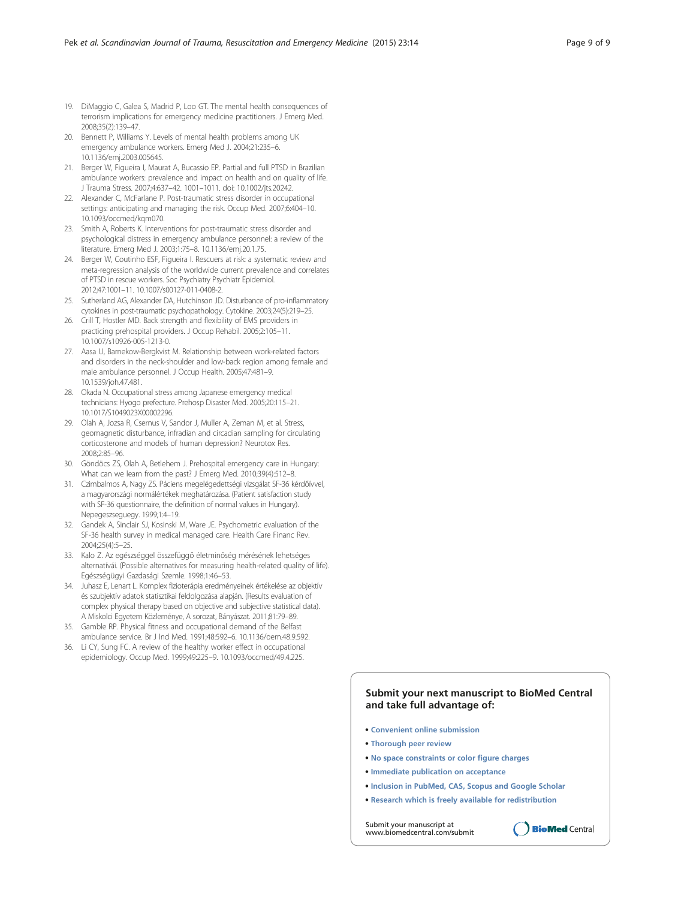19. DiMaggio C, Galea S, Madrid P, Loo GT. The mental health consequences of terrorism implications for emergency medicine practitioners. J Emerg Med. 2008;35(2):139–47.
20. Bennett P, Williams Y. Levels of mental health problems among UK emergency ambulance workers. Emerg Med J. 2004;21:235–6. 10.1136/emj.2003.005645.
21. Berger W, Figueira I, Maurat A, Bucassio EP. Partial and full PTSD in Brazilian ambulance workers: prevalence and impact on health and on quality of life. J Trauma Stress. 2007;4:637–42. 1001–1011. doi: 10.1002/jts.20242.
22. Alexander C, McFarlane P. Post-traumatic stress disorder in occupational settings: anticipating and managing the risk. Occup Med. 2007;6:404–10. 10.1093/occmed/kqm070.
23. Smith A, Roberts K. Interventions for post-traumatic stress disorder and psychological distress in emergency ambulance personnel: a review of the literature. Emerg Med J. 2003;1:75–8. 10.1136/emj.20.1.75.
24. Berger W, Coutinho ESF, Figueira I. Rescuers at risk: a systematic review and meta-regression analysis of the worldwide current prevalence and correlates of PTSD in rescue workers. Soc Psychiatry Psychiatr Epidemiol. 2012;47:1001–11. 10.1007/s00127-011-0408-2.
25. Sutherland AG, Alexander DA, Hutchinson JD. Disturbance of pro-inflammatory cytokines in post-traumatic psychopathology. Cytokine. 2003;24(5):219–25.
26. Crill T, Hostler MD. Back strength and flexibility of EMS providers in practicing prehospital providers. J Occup Rehabil. 2005;2:105–11. 10.1007/s10926-005-1213-0.
27. Aasa U, Barnekow-Bergkvist M. Relationship between work-related factors and disorders in the neck-shoulder and low-back region among female and male ambulance personnel. J Occup Health. 2005;47:481–9. 10.1539/joh.47.481.
28. Okada N. Occupational stress among Japanese emergency medical technicians: Hyogo prefecture. Prehosp Disaster Med. 2005;20:115–21. 10.1017/S1049023X00002296.
29. Olah A, Jozsa R, Csernus V, Sandor J, Muller A, Zeman M, et al. Stress, geomagnetic disturbance, infradian and circadian sampling for circulating corticosterone and models of human depression? Neurotox Res. 2008;2:85–96.
30. Göndöcs ZS, Olah A, Betlehem J. Prehospital emergency care in Hungary: What can we learn from the past? J Emerg Med. 2010;39(4):512–8.
31. Czimbalmos A, Nagy ZS. Páciens megelégedettségi vizsgálat SF-36 kérdőívvel, a magyarországi normálértékek meghatározása. (Patient satisfaction study with SF-36 questionnaire, the definition of normal values in Hungary). Nepegeszseguegy. 1999;1:4–19.
32. Gandek A, Sinclair SJ, Kosinski M, Ware JE. Psychometric evaluation of the SF-36 health survey in medical managed care. Health Care Financ Rev. 2004;25(4):5–25.
33. Kalo Z. Az egészséggel összefüggő életminőség mérésének lehetséges alternatívái. (Possible alternatives for measuring health-related quality of life). Egészségügyi Gazdasági Szemle. 1998;1:46–53.
34. Juhasz E, Lenart L. Komplex fizioterápia eredményeinek értékelése az objektív és szubjektív adatok statisztikai feldolgozása alapján. (Results evaluation of complex physical therapy based on objective and subjective statistical data). A Miskolci Egyetem Közleménye, A sorozat, Bányászat. 2011;81:79–89.
35. Gamble RP. Physical fitness and occupational demand of the Belfast ambulance service. Br J Ind Med. 1991;48:592–6. 10.1136/oem.48.9.592.
36. Li CY, Sung FC. A review of the healthy worker effect in occupational epidemiology. Occup Med. 1999;49:225–9. 10.1093/occmed/49.4.225.

**Submit your next manuscript to BioMed Central and take full advantage of:**

- Convenient online submission
- Thorough peer review
- No space constraints or color figure charges
- Immediate publication on acceptance
- Inclusion in PubMed, CAS, Scopus and Google Scholar
- Research which is freely available for redistribution

Submit your manuscript at www.biomedcentral.com/submit

BioMed Central